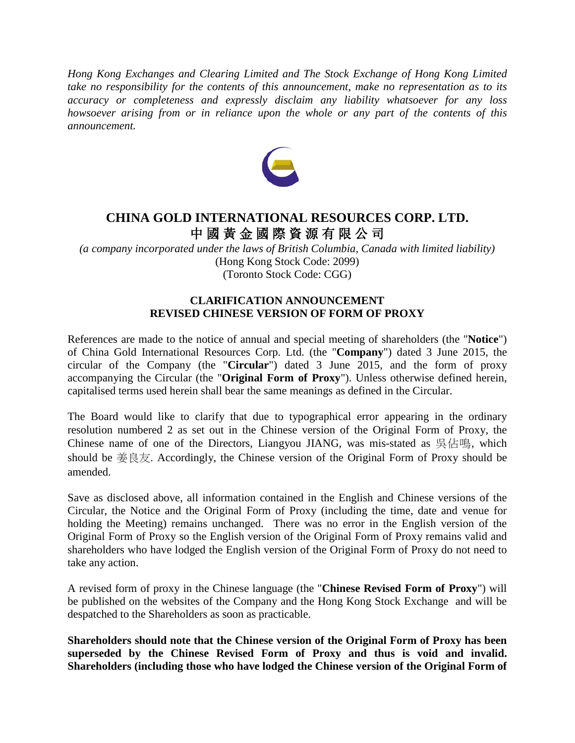*Hong Kong Exchanges and Clearing Limited and The Stock Exchange of Hong Kong Limited take no responsibility for the contents of this announcement, make no representation as to its accuracy or completeness and expressly disclaim any liability whatsoever for any loss howsoever arising from or in reliance upon the whole or any part of the contents of this announcement.*

# CHINA GOLD INTERNATIONAL RESOURCES CORP. LTD.
# 中國黃金國際資源有限公司

*(a company incorporated under the laws of British Columbia, Canada with limited liability)*
(Hong Kong Stock Code: 2099)
(Toronto Stock Code: CGG)

## CLARIFICATION ANNOUNCEMENT
## REVISED CHINESE VERSION OF FORM OF PROXY

References are made to the notice of annual and special meeting of shareholders (the "**Notice**") of China Gold International Resources Corp. Ltd. (the "**Company**") dated 3 June 2015, the circular of the Company (the "**Circular**") dated 3 June 2015, and the form of proxy accompanying the Circular (the "**Original Form of Proxy**"). Unless otherwise defined herein, capitalised terms used herein shall bear the same meanings as defined in the Circular.

The Board would like to clarify that due to typographical error appearing in the ordinary resolution numbered 2 as set out in the Chinese version of the Original Form of Proxy, the Chinese name of one of the Directors, Liangyou JIANG, was mis-stated as 吳佔鳴, which should be 姜良友. Accordingly, the Chinese version of the Original Form of Proxy should be amended.

Save as disclosed above, all information contained in the English and Chinese versions of the Circular, the Notice and the Original Form of Proxy (including the time, date and venue for holding the Meeting) remains unchanged. There was no error in the English version of the Original Form of Proxy so the English version of the Original Form of Proxy remains valid and shareholders who have lodged the English version of the Original Form of Proxy do not need to take any action.

A revised form of proxy in the Chinese language (the "**Chinese Revised Form of Proxy**") will be published on the websites of the Company and the Hong Kong Stock Exchange and will be despatched to the Shareholders as soon as practicable.

**Shareholders should note that the Chinese version of the Original Form of Proxy has been superseded by the Chinese Revised Form of Proxy and thus is void and invalid. Shareholders (including those who have lodged the Chinese version of the Original Form of**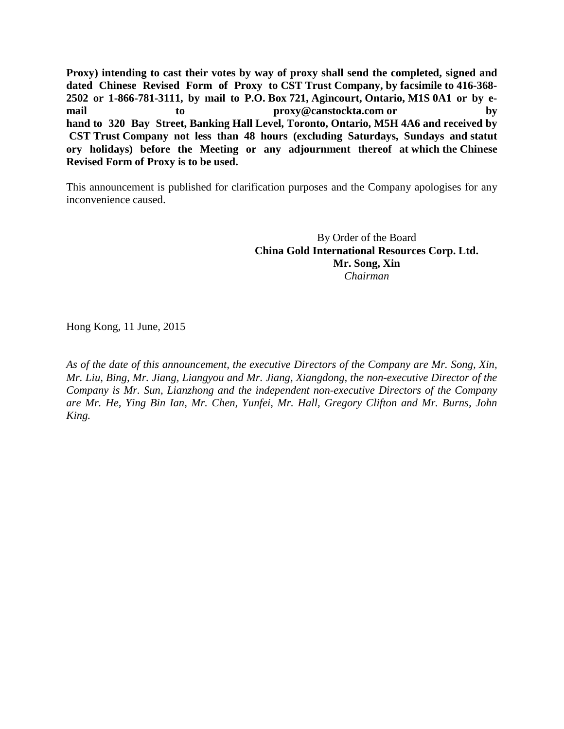**Proxy) intending to cast their votes by way of proxy shall send the completed, signed and dated Chinese Revised Form of Proxy to CST Trust Company, by facsimile to 416-368-2502 or 1-866-781-3111, by mail to P.O. Box 721, Agincourt, Ontario, M1S 0A1 or by e-mail to proxy@canstockta.com or by hand to 320 Bay Street, Banking Hall Level, Toronto, Ontario, M5H 4A6 and received by CST Trust Company not less than 48 hours (excluding Saturdays, Sundays and statutory holidays) before the Meeting or any adjournment thereof at which the Chinese Revised Form of Proxy is to be used.**

This announcement is published for clarification purposes and the Company apologises for any inconvenience caused.

By Order of the Board
**China Gold International Resources Corp. Ltd.**
**Mr. Song, Xin**
*Chairman*

Hong Kong, 11 June, 2015

*As of the date of this announcement, the executive Directors of the Company are Mr. Song, Xin, Mr. Liu, Bing, Mr. Jiang, Liangyou and Mr. Jiang, Xiangdong, the non-executive Director of the Company is Mr. Sun, Lianzhong and the independent non-executive Directors of the Company are Mr. He, Ying Bin Ian, Mr. Chen, Yunfei, Mr. Hall, Gregory Clifton and Mr. Burns, John King.*